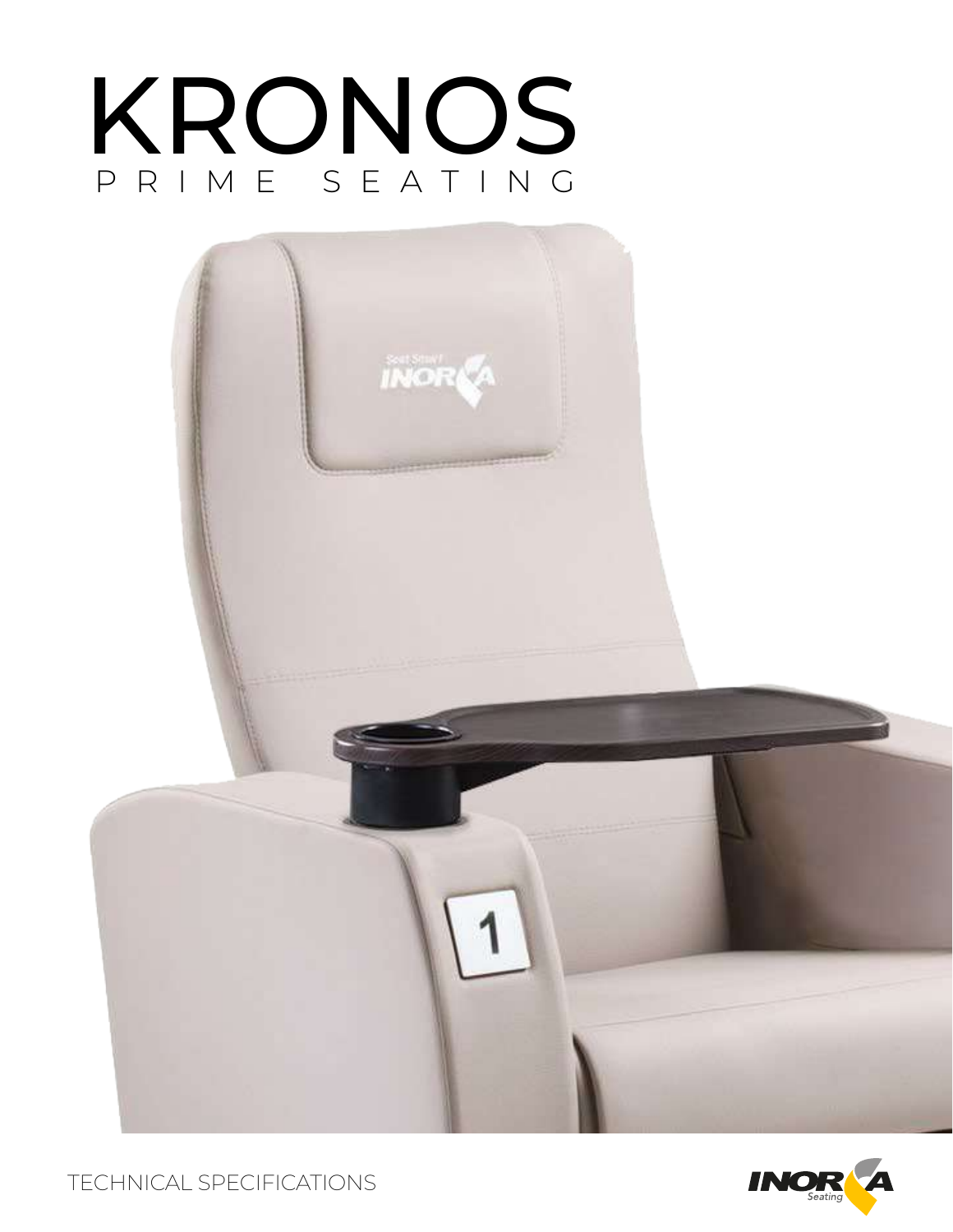# KRONOS

PRIME SEATING

TECHNICAL SPECIFICATIONS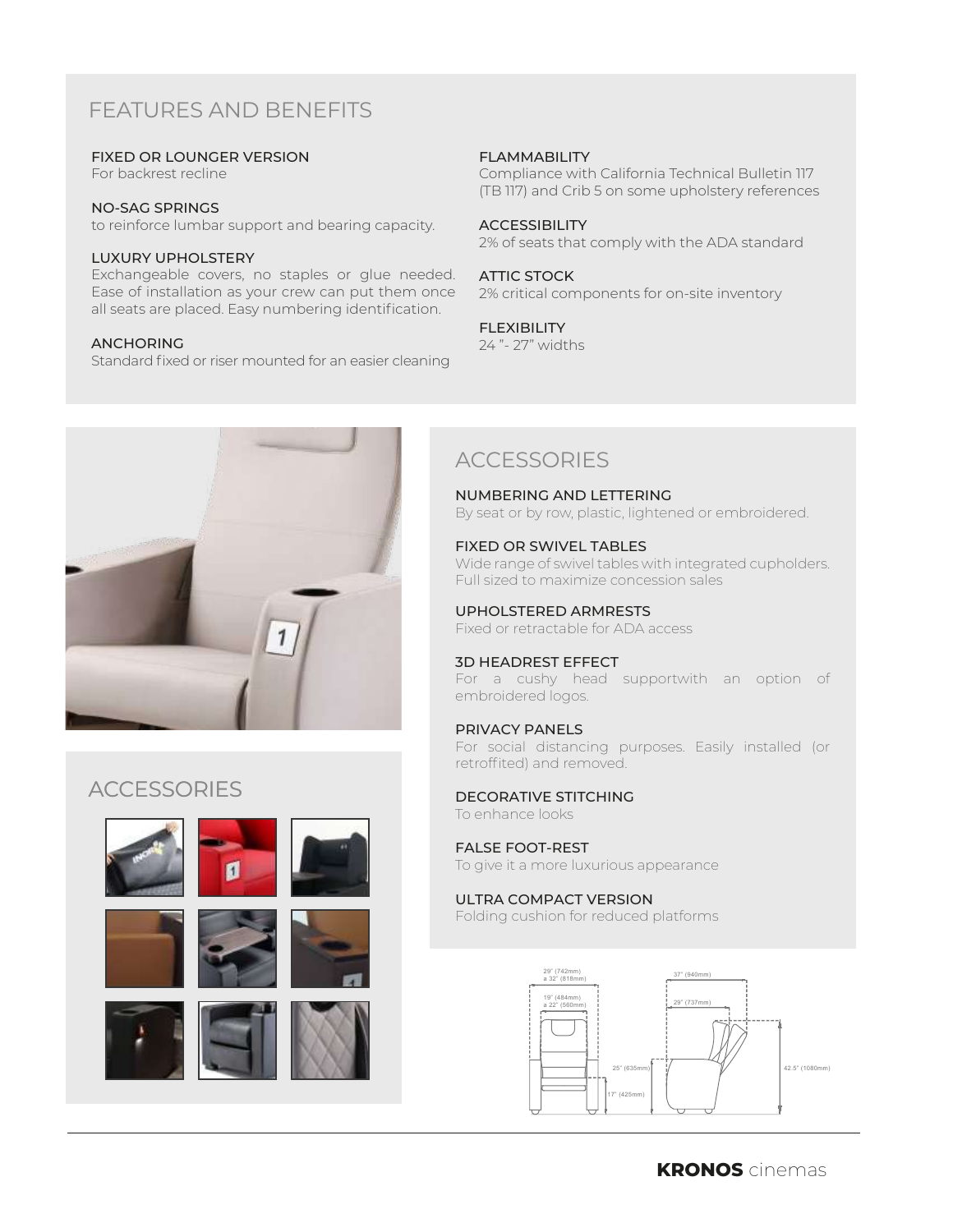## FEATURES AND BENEFITS

**FIXED OR LOUNGER VERSION**
For backrest recline

**NO-SAG SPRINGS**
to reinforce lumbar support and bearing capacity.

**LUXURY UPHOLSTERY**
Exchangeable covers, no staples or glue needed. Ease of installation as your crew can put them once all seats are placed. Easy numbering identification.

**ANCHORING**
Standard fixed or riser mounted for an easier cleaning

**FLAMMABILITY**
Compliance with California Technical Bulletin 117 (TB 117) and Crib 5 on some upholstery references

**ACCESSIBILITY**
2% of seats that comply with the ADA standard

**ATTIC STOCK**
2% critical components for on-site inventory

**FLEXIBILITY**
24 ”- 27” widths

## ACCESSORIES

## ACCESSORIES

**NUMBERING AND LETTERING**
By seat or by row, plastic, lightened or embroidered.

**FIXED OR SWIVEL TABLES**
Wide range of swivel tables with integrated cupholders. Full sized to maximize concession sales

**UPHOLSTERED ARMRESTS**
Fixed or retractable for ADA access

**3D HEADREST EFFECT**
For a cushy head supportwith an option of embroidered logos.

**PRIVACY PANELS**
For social distancing purposes. Easily installed (or retroffited) and removed.

**DECORATIVE STITCHING**
To enhance looks

**FALSE FOOT-REST**
To give it a more luxurious appearance

**ULTRA COMPACT VERSION**
Folding cushion for reduced platforms

29" (742mm) a 32" (818mm)
19" (484mm) a 22" (560mm)
25" (635mm)
17" (425mm)
37" (940mm)
29" (737mm)
42.5" (1080mm)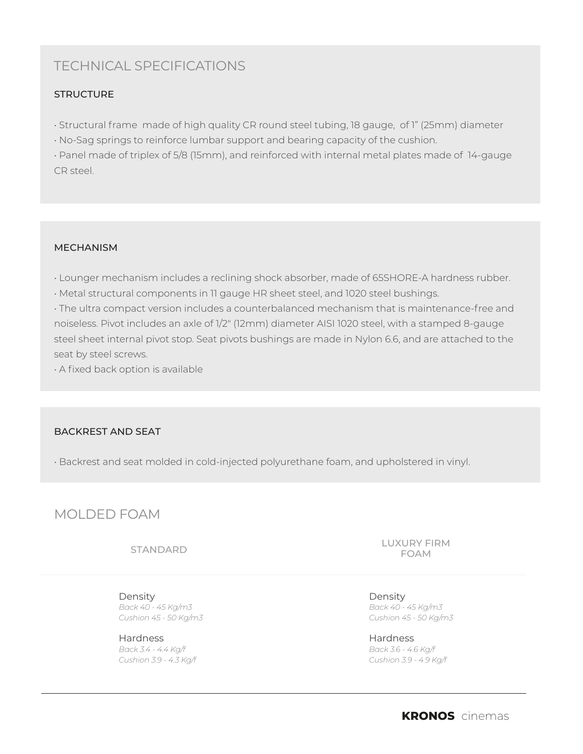# TECHNICAL SPECIFICATIONS

### STRUCTURE

- Structural frame made of high quality CR round steel tubing, 18 gauge, of 1" (25mm) diameter
- No-Sag springs to reinforce lumbar support and bearing capacity of the cushion.
- Panel made of triplex of 5/8 (15mm), and reinforced with internal metal plates made of 14-gauge CR steel.

### MECHANISM

- Lounger mechanism includes a reclining shock absorber, made of 65SHORE-A hardness rubber.
- Metal structural components in 11 gauge HR sheet steel, and 1020 steel bushings.
- The ultra compact version includes a counterbalanced mechanism that is maintenance-free and noiseless. Pivot includes an axle of 1/2" (12mm) diameter AISI 1020 steel, with a stamped 8-gauge steel sheet internal pivot stop. Seat pivots bushings are made in Nylon 6.6, and are attached to the seat by steel screws.
- A fixed back option is available

### BACKREST AND SEAT

- Backrest and seat molded in cold-injected polyurethane foam, and upholstered in vinyl.

# MOLDED FOAM

| STANDARD | LUXURY FIRM FOAM |
| --- | --- |
| Density<br>*Back 40 - 45 Kg/m3*<br>*Cushion 45 - 50 Kg/m3* | Density<br>*Back 40 - 45 Kg/m3*<br>*Cushion 45 - 50 Kg/m3* |
| Hardness<br>*Back 3.4 - 4.4 Kg/f*<br>*Cushion 3.9 - 4.3 Kg/f* | Hardness<br>*Back 3.6 - 4.6 Kg/f*<br>*Cushion 3.9 - 4.9 Kg/f* |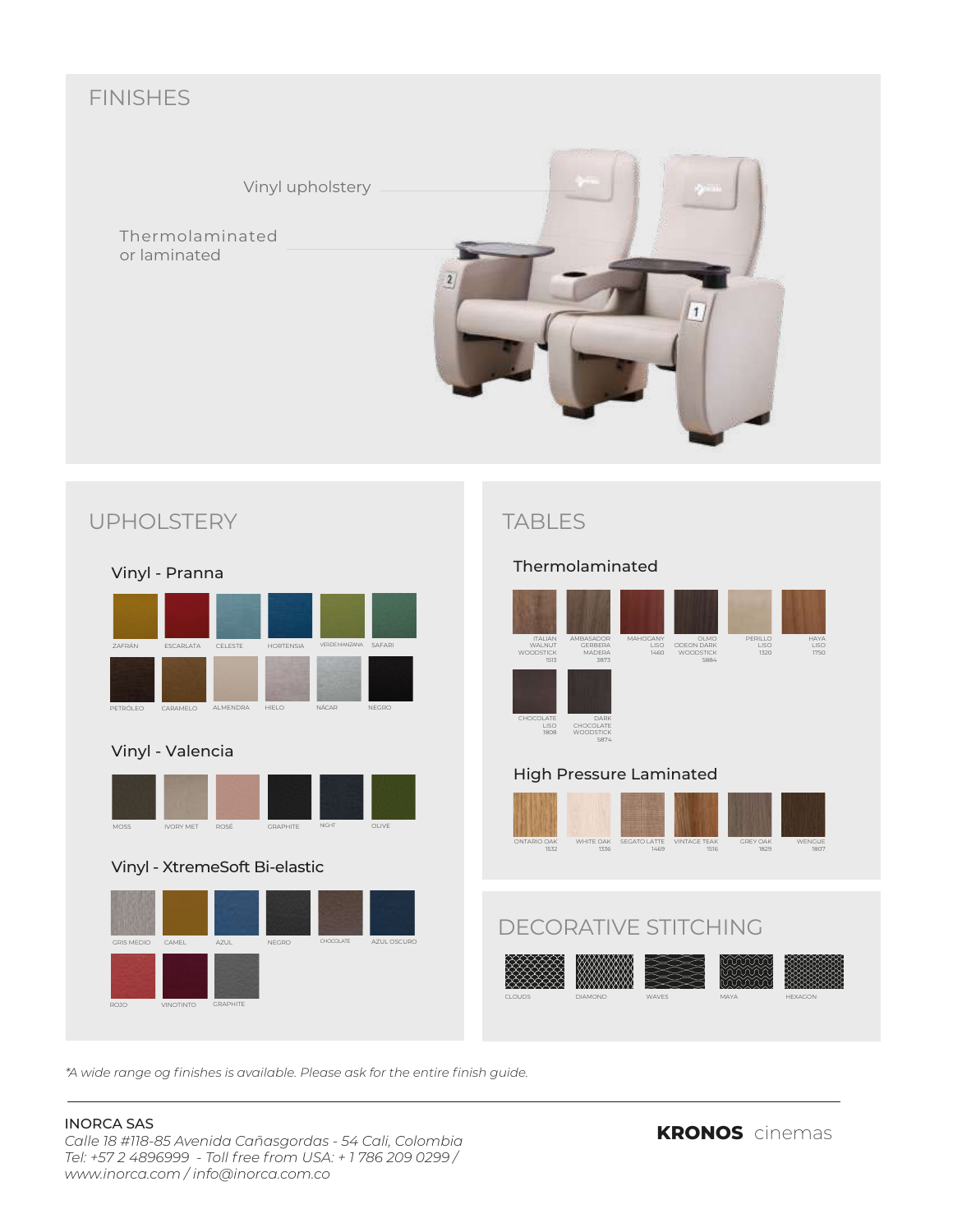# FINISHES

Vinyl upholstery

Thermolaminated
or laminated

## UPHOLSTERY

### Vinyl - Pranna

ZAFRÁN, ESCARLATA, CELESTE, HORTENSIA, VERDE MANZANA, SAFARI

PETRÓLEO, CARAMELO, ALMENDRA, HIELO, NÁCAR, NEGRO

### Vinyl - Valencia

MOSS, IVORY MET, ROSÉ, GRAPHITE, NIGHT, OLIVE

### Vinyl - XtremeSoft Bi-elastic

GRIS MEDIO, CAMEL, AZUL, NEGRO, CHOCOLATE, AZUL OSCURO

ROJO, VINOTINTO, GRAPHITE

## TABLES

### Thermolaminated

ITALIAN WALNUT WOODSTICK 1513

AMBASADOR GERBERA MADERA 3873

MAHOGANY LISO 1460

OLMO ODEON DARK WOODSTICK 5884

PERILLO LISO 1320

HAYA LISO 1750

CHOCOLATE LISO 1808

DARK CHOCOLATE WOODSTICK 5874

### High Pressure Laminated

ONTARIO OAK 1532

WHITE OAK 1336

SEGATO LATTE 1469

VINTAGE TEAK 1516

GREY OAK 1829

WENGUE 1807

## DECORATIVE STITCHING

CLOUDS, DIAMOND, WAVES, MAYA, HEXAGON

*\*A wide range og finishes is available. Please ask for the entire finish guide.*

INORCA SAS
*Calle 18 #118-85 Avenida Cañasgordas - 54 Cali, Colombia*
*Tel: +57 2 4896999 - Toll free from USA: + 1 786 209 0299 /*
*www.inorca.com / info@inorca.com.co*

**KRONOS** cinemas